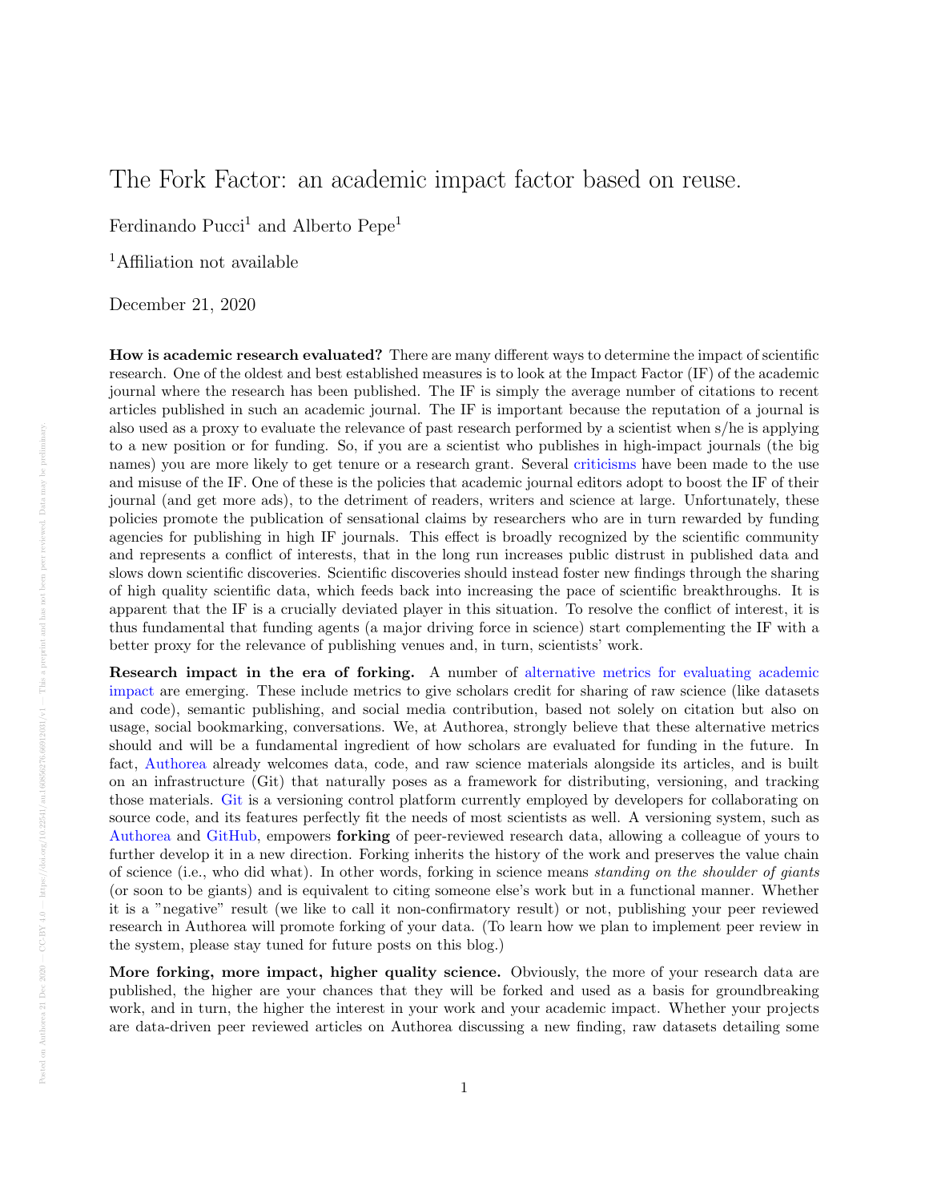# The Fork Factor: an academic impact factor based on reuse.

Ferdinando Pucci[1] and Alberto Pepe[1]

[1]Affiliation not available

December 21, 2020

**How is academic research evaluated?** There are many different ways to determine the impact of scientific research. One of the oldest and best established measures is to look at the Impact Factor (IF) of the academic journal where the research has been published. The IF is simply the average number of citations to recent articles published in such an academic journal. The IF is important because the reputation of a journal is also used as a proxy to evaluate the relevance of past research performed by a scientist when s/he is applying to a new position or for funding. So, if you are a scientist who publishes in high-impact journals (the big names) you are more likely to get tenure or a research grant. Several criticisms have been made to the use and misuse of the IF. One of these is the policies that academic journal editors adopt to boost the IF of their journal (and get more ads), to the detriment of readers, writers and science at large. Unfortunately, these policies promote the publication of sensational claims by researchers who are in turn rewarded by funding agencies for publishing in high IF journals. This effect is broadly recognized by the scientific community and represents a conflict of interests, that in the long run increases public distrust in published data and slows down scientific discoveries. Scientific discoveries should instead foster new findings through the sharing of high quality scientific data, which feeds back into increasing the pace of scientific breakthroughs. It is apparent that the IF is a crucially deviated player in this situation. To resolve the conflict of interest, it is thus fundamental that funding agents (a major driving force in science) start complementing the IF with a better proxy for the relevance of publishing venues and, in turn, scientists' work.

**Research impact in the era of forking.** A number of alternative metrics for evaluating academic impact are emerging. These include metrics to give scholars credit for sharing of raw science (like datasets and code), semantic publishing, and social media contribution, based not solely on citation but also on usage, social bookmarking, conversations. We, at Authorea, strongly believe that these alternative metrics should and will be a fundamental ingredient of how scholars are evaluated for funding in the future. In fact, Authorea already welcomes data, code, and raw science materials alongside its articles, and is built on an infrastructure (Git) that naturally poses as a framework for distributing, versioning, and tracking those materials. Git is a versioning control platform currently employed by developers for collaborating on source code, and its features perfectly fit the needs of most scientists as well. A versioning system, such as Authorea and GitHub, empowers **forking** of peer-reviewed research data, allowing a colleague of yours to further develop it in a new direction. Forking inherits the history of the work and preserves the value chain of science (i.e., who did what). In other words, forking in science means *standing on the shoulder of giants* (or soon to be giants) and is equivalent to citing someone else's work but in a functional manner. Whether it is a "negative" result (we like to call it non-confirmatory result) or not, publishing your peer reviewed research in Authorea will promote forking of your data. (To learn how we plan to implement peer review in the system, please stay tuned for future posts on this blog.)

**More forking, more impact, higher quality science.** Obviously, the more of your research data are published, the higher are your chances that they will be forked and used as a basis for groundbreaking work, and in turn, the higher the interest in your work and your academic impact. Whether your projects are data-driven peer reviewed articles on Authorea discussing a new finding, raw datasets detailing some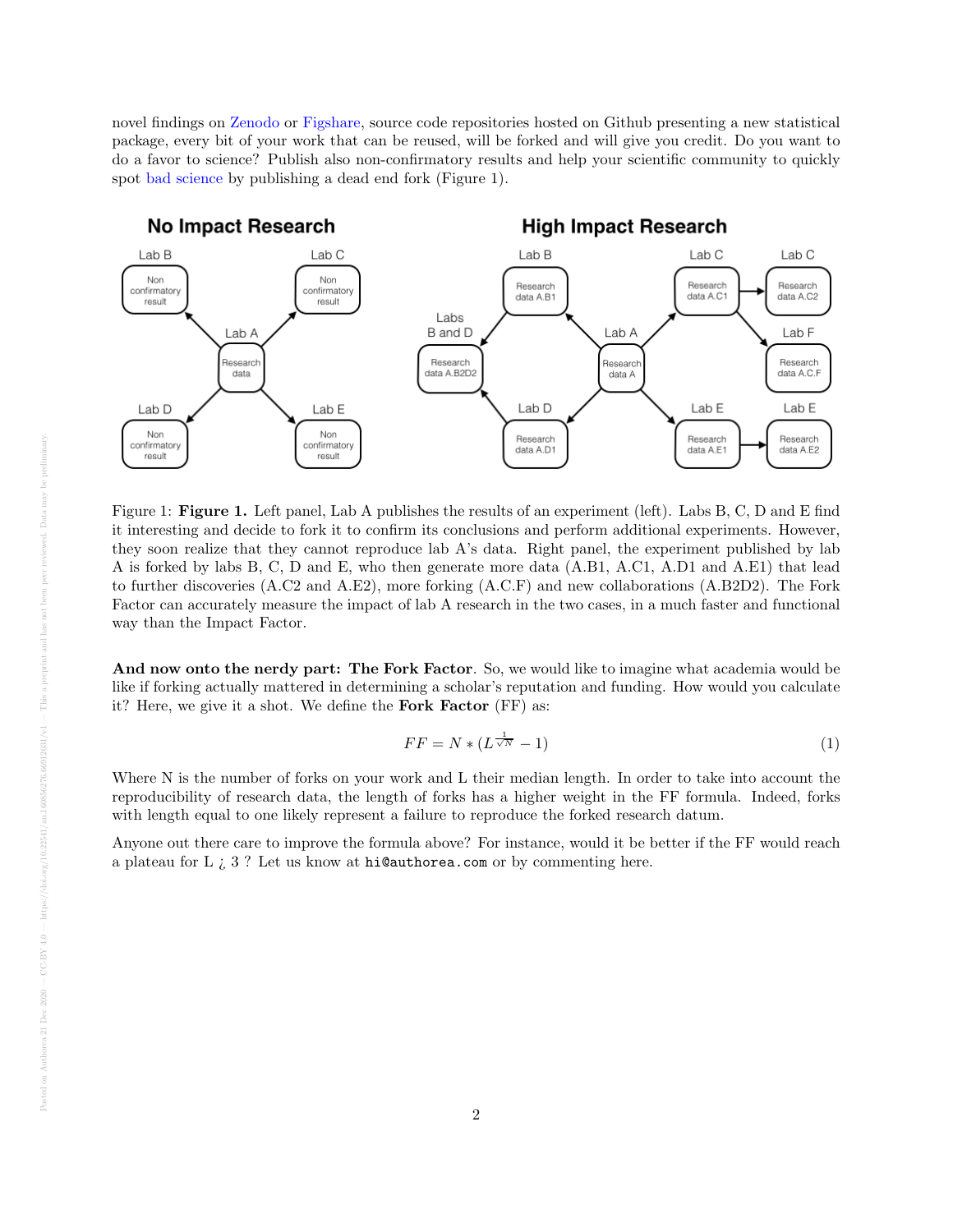novel findings on Zenodo or Figshare, source code repositories hosted on Github presenting a new statistical package, every bit of your work that can be reused, will be forked and will give you credit. Do you want to do a favor to science? Publish also non-confirmatory results and help your scientific community to quickly spot bad science by publishing a dead end fork (Figure 1).

No Impact Research

Lab B
Non confirmatory result

Lab C
Non confirmatory result

Lab A
Research data

Lab D
Non confirmatory result

Lab E
Non confirmatory result

High Impact Research

Lab B
Research data A.B1

Lab C
Research data A.C1

Lab C
Research data A.C2

Labs B and D
Research data A.B2D2

Lab A
Research data A

Lab F
Research data A.C.F

Lab D
Research data A.D1

Lab E
Research data A.E1

Lab E
Research data A.E2

Figure 1: **Figure 1.** Left panel, Lab A publishes the results of an experiment (left). Labs B, C, D and E find it interesting and decide to fork it to confirm its conclusions and perform additional experiments. However, they soon realize that they cannot reproduce lab A's data. Right panel, the experiment published by lab A is forked by labs B, C, D and E, who then generate more data (A.B1, A.C1, A.D1 and A.E1) that lead to further discoveries (A.C2 and A.E2), more forking (A.C.F) and new collaborations (A.B2D2). The Fork Factor can accurately measure the impact of lab A research in the two cases, in a much faster and functional way than the Impact Factor.

**And now onto the nerdy part: The Fork Factor**. So, we would like to imagine what academia would be like if forking actually mattered in determining a scholar's reputation and funding. How would you calculate it? Here, we give it a shot. We define the **Fork Factor** (FF) as:

$$FF = N * (L^{\frac{1}{\sqrt{N}}} - 1) \tag{1}$$

Where N is the number of forks on your work and L their median length. In order to take into account the reproducibility of research data, the length of forks has a higher weight in the FF formula. Indeed, forks with length equal to one likely represent a failure to reproduce the forked research datum.

Anyone out there care to improve the formula above? For instance, would it be better if the FF would reach a plateau for L ¿ 3 ? Let us know at `hi@authorea.com` or by commenting here.